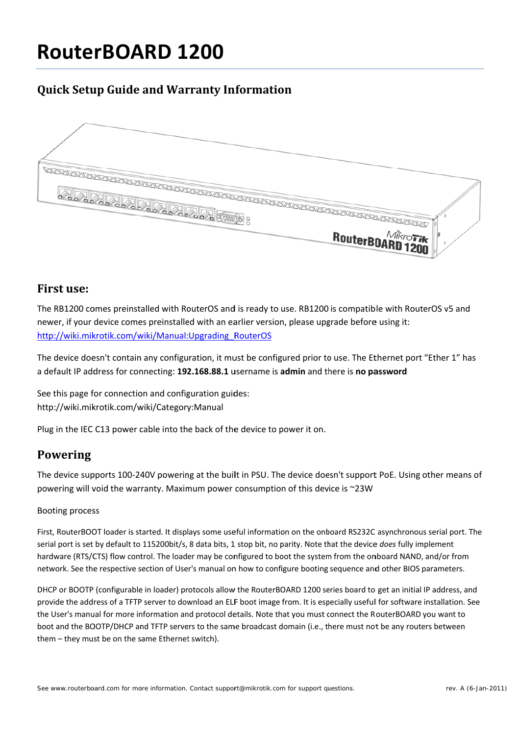# RouterBOARD 1200

## Quick Setup Guide and Warranty Information

## First use:

The RB1200 comes preinstalled with RouterOS and is ready to use. RB1200 is compatible with RouterOS v5 and newer, if your device comes preinstalled with an earlier version, please upgrade before using it: http://wiki.mikrotik.com/wiki/Manual:Upgrading_RouterOS

The device doesn't contain any configuration, it must be configured prior to use. The Ethernet port "Ether 1" has a default IP address for connecting: **192.168.88.1** username is **admin** and there is **no password**

See this page for connection and configuration guides:
http://wiki.mikrotik.com/wiki/Category:Manual

Plug in the IEC C13 power cable into the back of the device to power it on.

## Powering

The device supports 100-240V powering at the built in PSU. The device doesn't support PoE. Using other means of powering will void the warranty. Maximum power consumption of this device is ~23W

Booting process

First, RouterBOOT loader is started. It displays some useful information on the onboard RS232C asynchronous serial port. The serial port is set by default to 115200bit/s, 8 data bits, 1 stop bit, no parity. Note that the device *does* fully implement hardware (RTS/CTS) flow control. The loader may be configured to boot the system from the onboard NAND, and/or from network. See the respective section of User's manual on how to configure booting sequence and other BIOS parameters.

DHCP or BOOTP (configurable in loader) protocols allow the RouterBOARD 1200 series board to get an initial IP address, and provide the address of a TFTP server to download an ELF boot image from. It is especially usefull for software installation. See the User's manual for more information and protocol details. Note that you must connect the RouterBOARD you want to boot and the BOOTP/DHCP and TFTP servers to the same broadcast domain (i.e., there must not be any routers between them – they must be on the same Ethernet switch).

See www.routerboard.com for more information. Contact support@mikrotik.com for support questions. rev. A (6-Jan-2011)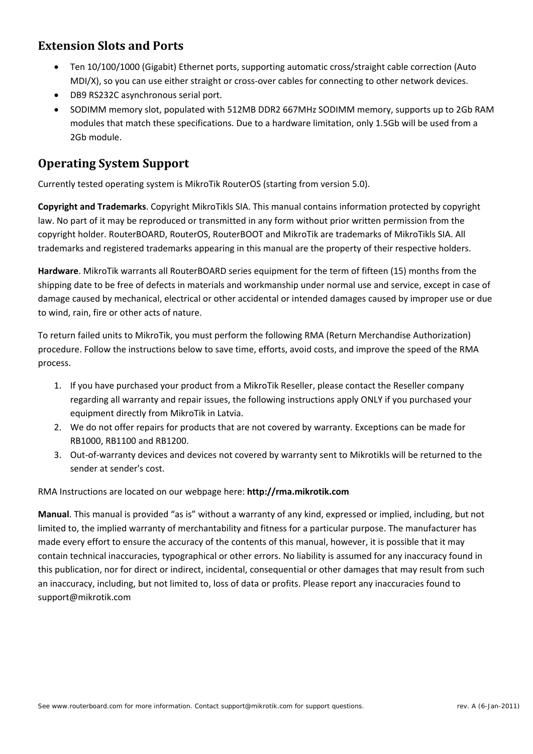## Extension Slots and Ports

- Ten 10/100/1000 (Gigabit) Ethernet ports, supporting automatic cross/straight cable correction (Auto MDI/X), so you can use either straight or cross-over cables for connecting to other network devices.
- DB9 RS232C asynchronous serial port.
- SODIMM memory slot, populated with 512MB DDR2 667MHz SODIMM memory, supports up to 2Gb RAM modules that match these specifications. Due to a hardware limitation, only 1.5Gb will be used from a 2Gb module.

## Operating System Support

Currently tested operating system is MikroTik RouterOS (starting from version 5.0).

**Copyright and Trademarks**. Copyright MikroTikls SIA. This manual contains information protected by copyright law. No part of it may be reproduced or transmitted in any form without prior written permission from the copyright holder. RouterBOARD, RouterOS, RouterBOOT and MikroTik are trademarks of MikroTikls SIA. All trademarks and registered trademarks appearing in this manual are the property of their respective holders.

**Hardware**. MikroTik warrants all RouterBOARD series equipment for the term of fifteen (15) months from the shipping date to be free of defects in materials and workmanship under normal use and service, except in case of damage caused by mechanical, electrical or other accidental or intended damages caused by improper use or due to wind, rain, fire or other acts of nature.

To return failed units to MikroTik, you must perform the following RMA (Return Merchandise Authorization) procedure. Follow the instructions below to save time, efforts, avoid costs, and improve the speed of the RMA process.

1. If you have purchased your product from a MikroTik Reseller, please contact the Reseller company regarding all warranty and repair issues, the following instructions apply ONLY if you purchased your equipment directly from MikroTik in Latvia.
2. We do not offer repairs for products that are not covered by warranty. Exceptions can be made for RB1000, RB1100 and RB1200.
3. Out-of-warranty devices and devices not covered by warranty sent to Mikrotikls will be returned to the sender at sender's cost.

RMA Instructions are located on our webpage here: **http://rma.mikrotik.com**

**Manual**. This manual is provided "as is" without a warranty of any kind, expressed or implied, including, but not limited to, the implied warranty of merchantability and fitness for a particular purpose. The manufacturer has made every effort to ensure the accuracy of the contents of this manual, however, it is possible that it may contain technical inaccuracies, typographical or other errors. No liability is assumed for any inaccuracy found in this publication, nor for direct or indirect, incidental, consequential or other damages that may result from such an inaccuracy, including, but not limited to, loss of data or profits. Please report any inaccuracies found to support@mikrotik.com